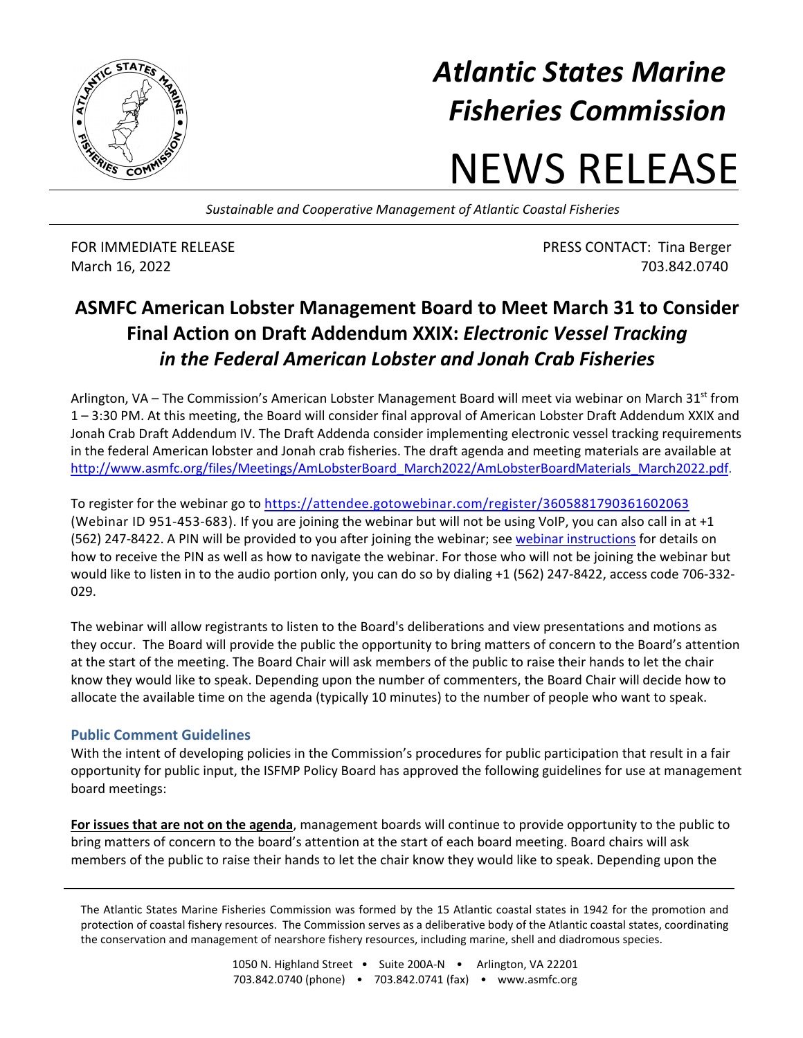# Atlantic States Marine Fisheries Commission

# NEWS RELEASE

*Sustainable and Cooperative Management of Atlantic Coastal Fisheries*

FOR IMMEDIATE RELEASE
March 16, 2022

PRESS CONTACT: Tina Berger
703.842.0740

## ASMFC American Lobster Management Board to Meet March 31 to Consider Final Action on Draft Addendum XXIX: *Electronic Vessel Tracking in the Federal American Lobster and Jonah Crab Fisheries*

Arlington, VA – The Commission's American Lobster Management Board will meet via webinar on March 31st from 1 – 3:30 PM. At this meeting, the Board will consider final approval of American Lobster Draft Addendum XXIX and Jonah Crab Draft Addendum IV. The Draft Addenda consider implementing electronic vessel tracking requirements in the federal American lobster and Jonah crab fisheries. The draft agenda and meeting materials are available at http://www.asmfc.org/files/Meetings/AmLobsterBoard_March2022/AmLobsterBoardMaterials_March2022.pdf.

To register for the webinar go to https://attendee.gotowebinar.com/register/3605881790361602063 (Webinar ID 951-453-683). If you are joining the webinar but will not be using VoIP, you can also call in at +1 (562) 247-8422. A PIN will be provided to you after joining the webinar; see webinar instructions for details on how to receive the PIN as well as how to navigate the webinar. For those who will not be joining the webinar but would like to listen in to the audio portion only, you can do so by dialing +1 (562) 247-8422, access code 706-332-029.

The webinar will allow registrants to listen to the Board's deliberations and view presentations and motions as they occur. The Board will provide the public the opportunity to bring matters of concern to the Board's attention at the start of the meeting. The Board Chair will ask members of the public to raise their hands to let the chair know they would like to speak. Depending upon the number of commenters, the Board Chair will decide how to allocate the available time on the agenda (typically 10 minutes) to the number of people who want to speak.

### Public Comment Guidelines

With the intent of developing policies in the Commission's procedures for public participation that result in a fair opportunity for public input, the ISFMP Policy Board has approved the following guidelines for use at management board meetings:

**For issues that are not on the agenda**, management boards will continue to provide opportunity to the public to bring matters of concern to the board's attention at the start of each board meeting. Board chairs will ask members of the public to raise their hands to let the chair know they would like to speak. Depending upon the

The Atlantic States Marine Fisheries Commission was formed by the 15 Atlantic coastal states in 1942 for the promotion and protection of coastal fishery resources. The Commission serves as a deliberative body of the Atlantic coastal states, coordinating the conservation and management of nearshore fishery resources, including marine, shell and diadromous species.

1050 N. Highland Street • Suite 200A-N • Arlington, VA 22201
703.842.0740 (phone) • 703.842.0741 (fax) • www.asmfc.org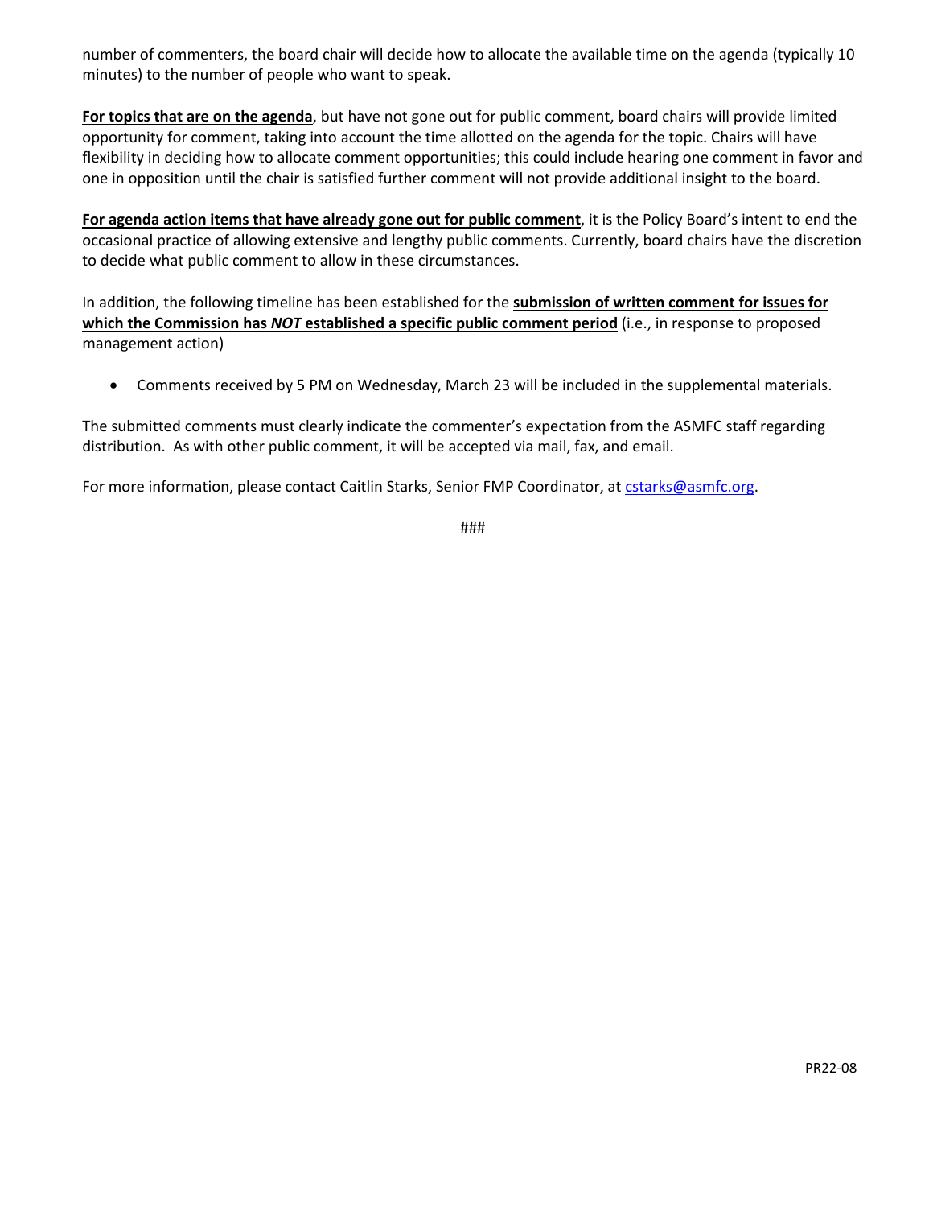number of commenters, the board chair will decide how to allocate the available time on the agenda (typically 10 minutes) to the number of people who want to speak.

**For topics that are on the agenda**, but have not gone out for public comment, board chairs will provide limited opportunity for comment, taking into account the time allotted on the agenda for the topic. Chairs will have flexibility in deciding how to allocate comment opportunities; this could include hearing one comment in favor and one in opposition until the chair is satisfied further comment will not provide additional insight to the board.

**For agenda action items that have already gone out for public comment**, it is the Policy Board's intent to end the occasional practice of allowing extensive and lengthy public comments. Currently, board chairs have the discretion to decide what public comment to allow in these circumstances.

In addition, the following timeline has been established for the **submission of written comment for issues for which the Commission has *NOT* established a specific public comment period** (i.e., in response to proposed management action)

- Comments received by 5 PM on Wednesday, March 23 will be included in the supplemental materials.

The submitted comments must clearly indicate the commenter's expectation from the ASMFC staff regarding distribution. As with other public comment, it will be accepted via mail, fax, and email.

For more information, please contact Caitlin Starks, Senior FMP Coordinator, at cstarks@asmfc.org.

###

PR22-08